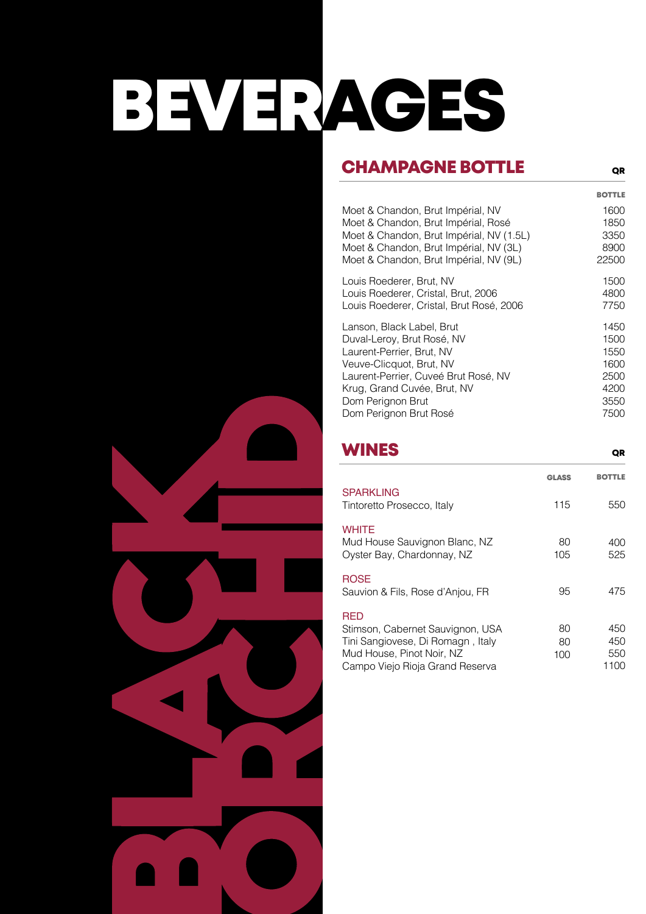# BEVERAGES

## CHAMPAGNE BOTTLE

| | QR BOTTLE |
|---|---|
| Moet & Chandon, Brut Impérial, NV | 1600 |
| Moet & Chandon, Brut Impérial, Rosé | 1850 |
| Moet & Chandon, Brut Impérial, NV (1.5L) | 3350 |
| Moet & Chandon, Brut Impérial, NV (3L) | 8900 |
| Moet & Chandon, Brut Impérial, NV (9L) | 22500 |
| Louis Roederer, Brut, NV | 1500 |
| Louis Roederer, Cristal, Brut, 2006 | 4800 |
| Louis Roederer, Cristal, Brut Rosé, 2006 | 7750 |
| Lanson, Black Label, Brut | 1450 |
| Duval-Leroy, Brut Rosé, NV | 1500 |
| Laurent-Perrier, Brut, NV | 1550 |
| Veuve-Clicquot, Brut, NV | 1600 |
| Laurent-Perrier, Cuveé Brut Rosé, NV | 2500 |
| Krug, Grand Cuvée, Brut, NV | 4200 |
| Dom Perignon Brut | 3550 |
| Dom Perignon Brut Rosé | 7500 |

## WINES

| QR | GLASS | BOTTLE |
|---|---|---|
| **SPARKLING** | | |
| Tintoretto Prosecco, Italy | 115 | 550 |
| **WHITE** | | |
| Mud House Sauvignon Blanc, NZ | 80 | 400 |
| Oyster Bay, Chardonnay, NZ | 105 | 525 |
| **ROSE** | | |
| Sauvion & Fils, Rose d'Anjou, FR | 95 | 475 |
| **RED** | | |
| Stimson, Cabernet Sauvignon, USA | 80 | 450 |
| Tini Sangiovese, Di Romagn , Italy | 80 | 450 |
| Mud House, Pinot Noir, NZ | 100 | 550 |
| Campo Viejo Rioja Grand Reserva | | 1100 |

BLACK ORCHID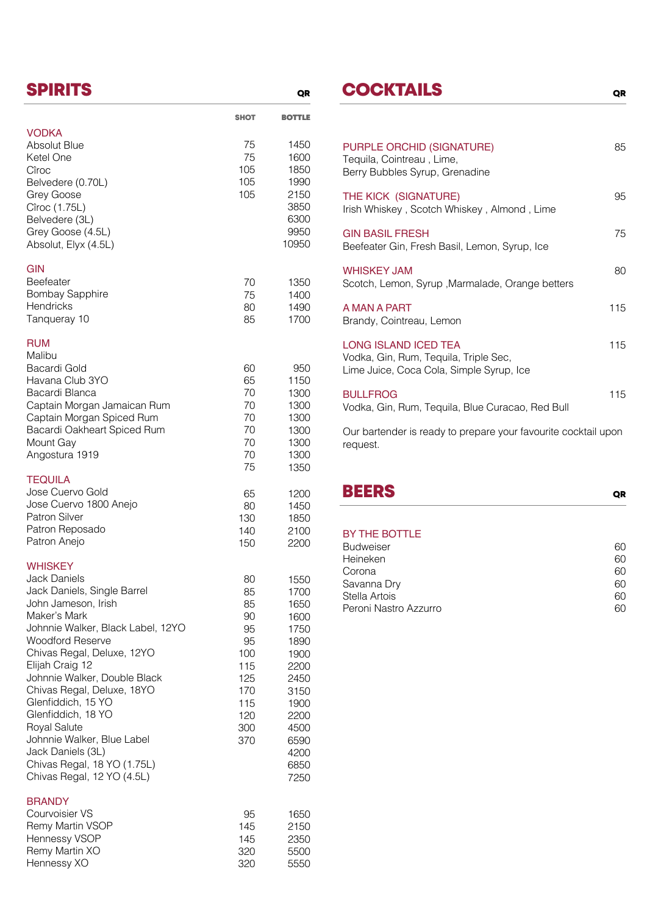## SPIRITS

QR

| | SHOT | BOTTLE |
|---|---|---|
| **VODKA** | | |
| Absolut Blue | 75 | 1450 |
| Ketel One | 75 | 1600 |
| Cîroc | 105 | 1850 |
| Belvedere (0.70L) | 105 | 1990 |
| Grey Goose | 105 | 2150 |
| Cîroc (1.75L) | | 3850 |
| Belvedere (3L) | | 6300 |
| Grey Goose (4.5L) | | 9950 |
| Absolut, Elyx (4.5L) | | 10950 |
| **GIN** | | |
| Beefeater | 70 | 1350 |
| Bombay Sapphire | 75 | 1400 |
| Hendricks | 80 | 1490 |
| Tanqueray 10 | 85 | 1700 |
| **RUM** | | |
| Malibu | | |
| Bacardi Gold | 60 | 950 |
| Havana Club 3YO | 65 | 1150 |
| Bacardi Blanca | 70 | 1300 |
| Captain Morgan Jamaican Rum | 70 | 1300 |
| Captain Morgan Spiced Rum | 70 | 1300 |
| Bacardi Oakheart Spiced Rum | 70 | 1300 |
| Mount Gay | 70 | 1300 |
| Angostura 1919 | 70 | 1300 |
| | 75 | 1350 |
| **TEQUILA** | | |
| Jose Cuervo Gold | 65 | 1200 |
| Jose Cuervo 1800 Anejo | 80 | 1450 |
| Patron Silver | 130 | 1850 |
| Patron Reposado | 140 | 2100 |
| Patron Anejo | 150 | 2200 |
| **WHISKEY** | | |
| Jack Daniels | 80 | 1550 |
| Jack Daniels, Single Barrel | 85 | 1700 |
| John Jameson, Irish | 85 | 1650 |
| Maker's Mark | 90 | 1600 |
| Johnnie Walker, Black Label, 12YO | 95 | 1750 |
| Woodford Reserve | 95 | 1890 |
| Chivas Regal, Deluxe, 12YO | 100 | 1900 |
| Elijah Craig 12 | 115 | 2200 |
| Johnnie Walker, Double Black | 125 | 2450 |
| Chivas Regal, Deluxe, 18YO | 170 | 3150 |
| Glenfiddich, 15 YO | 115 | 1900 |
| Glenfiddich, 18 YO | 120 | 2200 |
| Royal Salute | 300 | 4500 |
| Johnnie Walker, Blue Label | 370 | 6590 |
| Jack Daniels (3L) | | 4200 |
| Chivas Regal, 18 YO (1.75L) | | 6850 |
| Chivas Regal, 12 YO (4.5L) | | 7250 |
| **BRANDY** | | |
| Courvoisier VS | 95 | 1650 |
| Remy Martin VSOP | 145 | 2150 |
| Hennessy VSOP | 145 | 2350 |
| Remy Martin XO | 320 | 5500 |
| Hennessy XO | 320 | 5550 |

## COCKTAILS

QR

| | |
|---|---|
| **PURPLE ORCHID (SIGNATURE)**<br>Tequila, Cointreau , Lime, Berry Bubbles Syrup, Grenadine | 85 |
| **THE KICK (SIGNATURE)**<br>Irish Whiskey , Scotch Whiskey , Almond , Lime | 95 |
| **GIN BASIL FRESH**<br>Beefeater Gin, Fresh Basil, Lemon, Syrup, Ice | 75 |
| **WHISKEY JAM**<br>Scotch, Lemon, Syrup ,Marmalade, Orange betters | 80 |
| **A MAN A PART**<br>Brandy, Cointreau, Lemon | 115 |
| **LONG ISLAND ICED TEA**<br>Vodka, Gin, Rum, Tequila, Triple Sec, Lime Juice, Coca Cola, Simple Syrup, Ice | 115 |
| **BULLFROG**<br>Vodka, Gin, Rum, Tequila, Blue Curacao, Red Bull | 115 |

Our bartender is ready to prepare your favourite cocktail upon request.

## BEERS

QR

| BY THE BOTTLE | |
|---|---|
| Budweiser | 60 |
| Heineken | 60 |
| Corona | 60 |
| Savanna Dry | 60 |
| Stella Artois | 60 |
| Peroni Nastro Azzurro | 60 |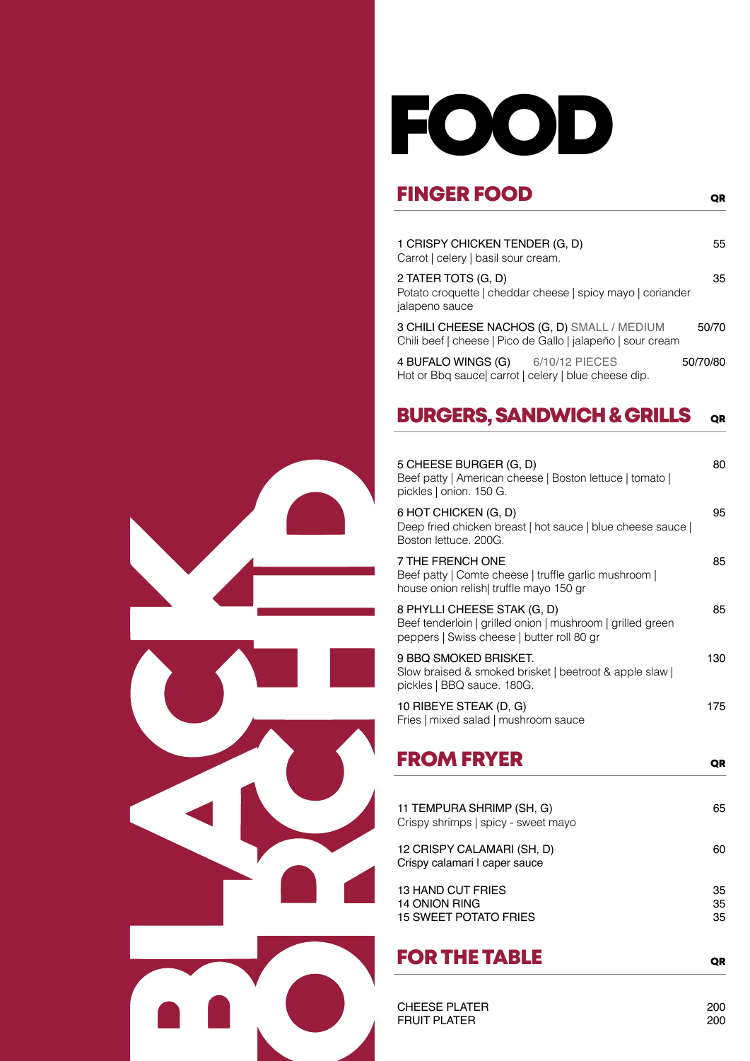# FOOD

## FINGER FOOD

| | QR |
|---|---|
| 1 CRISPY CHICKEN TENDER (G, D)<br>Carrot \| celery \| basil sour cream. | 55 |
| 2 TATER TOTS (G, D)<br>Potato croquette \| cheddar cheese \| spicy mayo \| coriander jalapeno sauce | 35 |
| 3 CHILI CHEESE NACHOS (G, D) SMALL / MEDIUM<br>Chili beef \| cheese \| Pico de Gallo \| jalapeño \| sour cream | 50/70 |
| 4 BUFALO WINGS (G) 6/10/12 PIECES<br>Hot or Bbq sauce\| carrot \| celery \| blue cheese dip. | 50/70/80 |

## BURGERS, SANDWICH & GRILLS

| | QR |
|---|---|
| 5 CHEESE BURGER (G, D)<br>Beef patty \| American cheese \| Boston lettuce \| tomato \| pickles \| onion. 150 G. | 80 |
| 6 HOT CHICKEN (G, D)<br>Deep fried chicken breast \| hot sauce \| blue cheese sauce \| Boston lettuce. 200G. | 95 |
| 7 THE FRENCH ONE<br>Beef patty \| Comte cheese \| truffle garlic mushroom \| house onion relish\| truffle mayo 150 gr | 85 |
| 8 PHYLLI CHEESE STAK (G, D)<br>Beef tenderloin \| grilled onion \| mushroom \| grilled green peppers \| Swiss cheese \| butter roll 80 gr | 85 |
| 9 BBQ SMOKED BRISKET.<br>Slow braised & smoked brisket \| beetroot & apple slaw \| pickles \| BBQ sauce. 180G. | 130 |
| 10 RIBEYE STEAK (D, G)<br>Fries \| mixed salad \| mushroom sauce | 175 |

## FROM FRYER

| | QR |
|---|---|
| 11 TEMPURA SHRIMP (SH, G)<br>Crispy shrimps \| spicy - sweet mayo | 65 |
| 12 CRISPY CALAMARI (SH, D)<br>Crispy calamari I caper sauce | 60 |
| 13 HAND CUT FRIES | 35 |
| 14 ONION RING | 35 |
| 15 SWEET POTATO FRIES | 35 |

## FOR THE TABLE

| | QR |
|---|---|
| CHEESE PLATER | 200 |
| FRUIT PLATER | 200 |

BLACK ORCHID